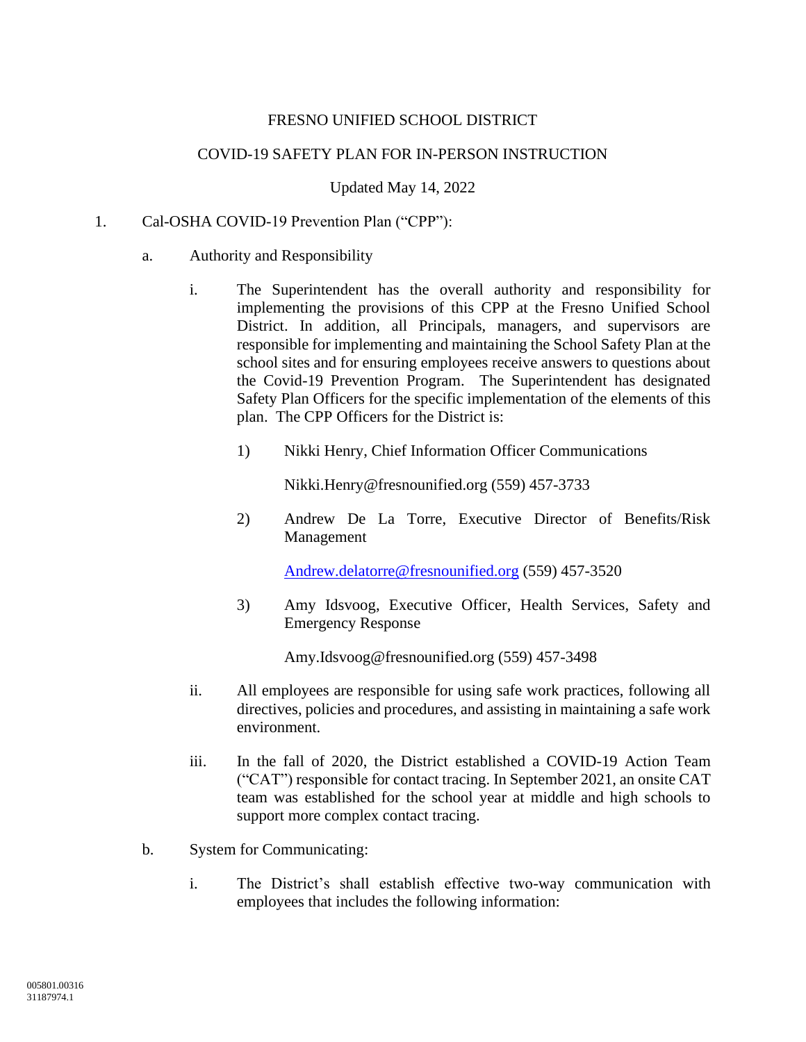FRESNO UNIFIED SCHOOL DISTRICT

COVID-19 SAFETY PLAN FOR IN-PERSON INSTRUCTION

Updated May 14, 2022

1. Cal-OSHA COVID-19 Prevention Plan ("CPP"):

   a. Authority and Responsibility

      i. The Superintendent has the overall authority and responsibility for implementing the provisions of this CPP at the Fresno Unified School District. In addition, all Principals, managers, and supervisors are responsible for implementing and maintaining the School Safety Plan at the school sites and for ensuring employees receive answers to questions about the Covid-19 Prevention Program. The Superintendent has designated Safety Plan Officers for the specific implementation of the elements of this plan. The CPP Officers for the District is:

         1) Nikki Henry, Chief Information Officer Communications

            Nikki.Henry@fresnounified.org (559) 457-3733

         2) Andrew De La Torre, Executive Director of Benefits/Risk Management

            Andrew.delatorre@fresnounified.org (559) 457-3520

         3) Amy Idsvoog, Executive Officer, Health Services, Safety and Emergency Response

            Amy.Idsvoog@fresnounified.org (559) 457-3498

      ii. All employees are responsible for using safe work practices, following all directives, policies and procedures, and assisting in maintaining a safe work environment.

      iii. In the fall of 2020, the District established a COVID-19 Action Team ("CAT") responsible for contact tracing. In September 2021, an onsite CAT team was established for the school year at middle and high schools to support more complex contact tracing.

   b. System for Communicating:

      i. The District's shall establish effective two-way communication with employees that includes the following information: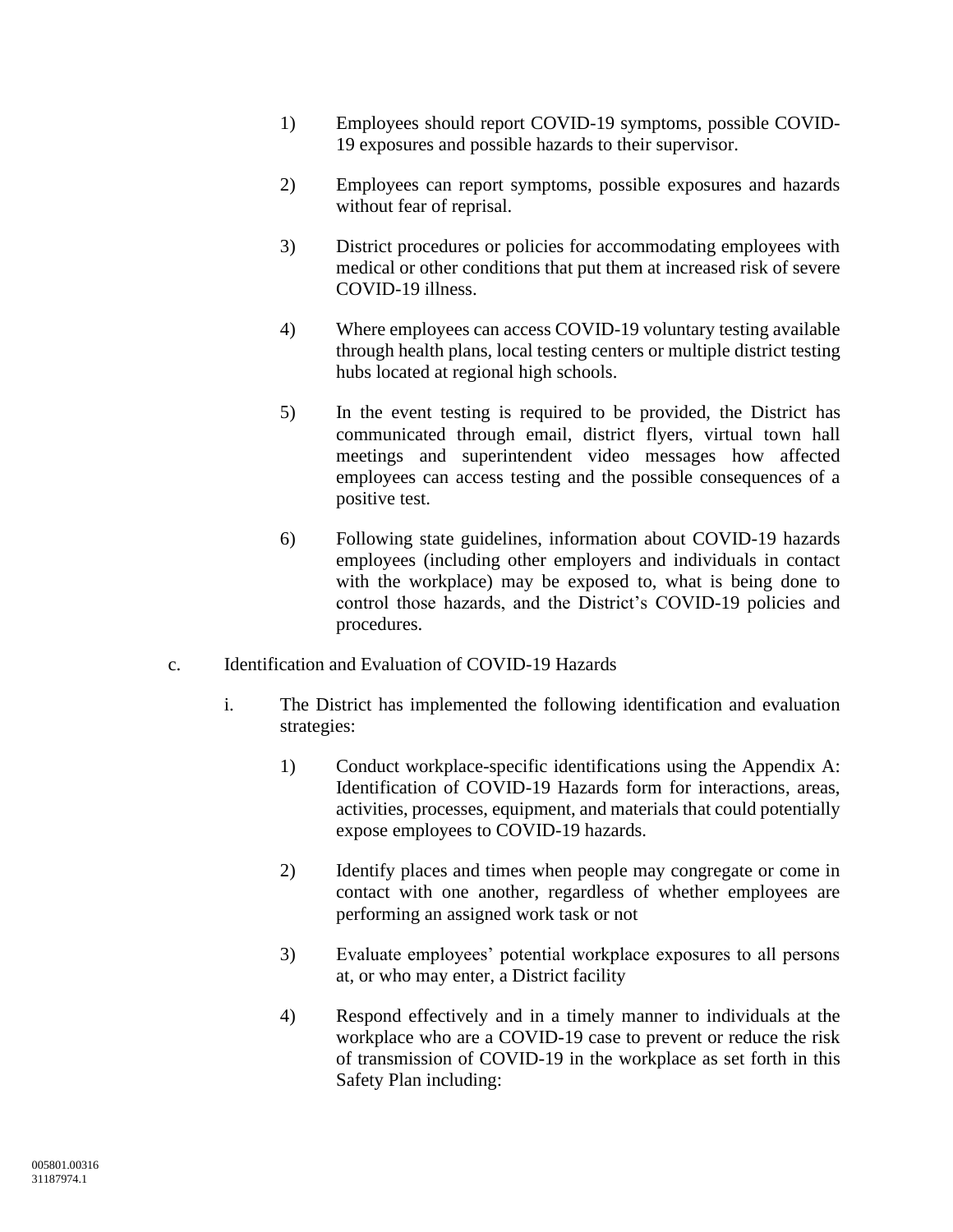1) Employees should report COVID-19 symptoms, possible COVID-19 exposures and possible hazards to their supervisor.

2) Employees can report symptoms, possible exposures and hazards without fear of reprisal.

3) District procedures or policies for accommodating employees with medical or other conditions that put them at increased risk of severe COVID-19 illness.

4) Where employees can access COVID-19 voluntary testing available through health plans, local testing centers or multiple district testing hubs located at regional high schools.

5) In the event testing is required to be provided, the District has communicated through email, district flyers, virtual town hall meetings and superintendent video messages how affected employees can access testing and the possible consequences of a positive test.

6) Following state guidelines, information about COVID-19 hazards employees (including other employers and individuals in contact with the workplace) may be exposed to, what is being done to control those hazards, and the District's COVID-19 policies and procedures.

c. Identification and Evaluation of COVID-19 Hazards

i. The District has implemented the following identification and evaluation strategies:

1) Conduct workplace-specific identifications using the Appendix A: Identification of COVID-19 Hazards form for interactions, areas, activities, processes, equipment, and materials that could potentially expose employees to COVID-19 hazards.

2) Identify places and times when people may congregate or come in contact with one another, regardless of whether employees are performing an assigned work task or not

3) Evaluate employees' potential workplace exposures to all persons at, or who may enter, a District facility

4) Respond effectively and in a timely manner to individuals at the workplace who are a COVID-19 case to prevent or reduce the risk of transmission of COVID-19 in the workplace as set forth in this Safety Plan including: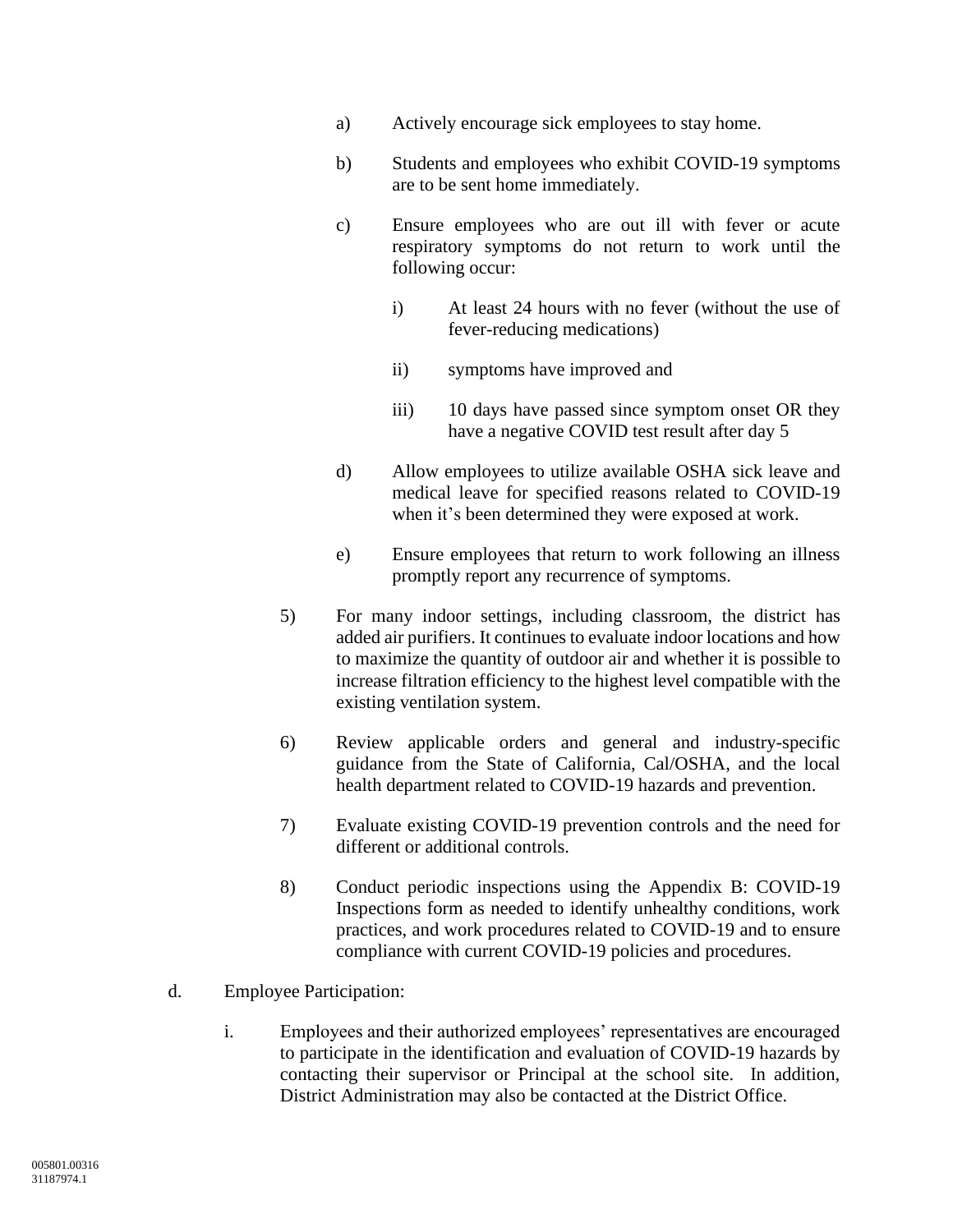a) Actively encourage sick employees to stay home.

b) Students and employees who exhibit COVID-19 symptoms are to be sent home immediately.

c) Ensure employees who are out ill with fever or acute respiratory symptoms do not return to work until the following occur:

   i) At least 24 hours with no fever (without the use of fever-reducing medications)

   ii) symptoms have improved and

   iii) 10 days have passed since symptom onset OR they have a negative COVID test result after day 5

d) Allow employees to utilize available OSHA sick leave and medical leave for specified reasons related to COVID-19 when it's been determined they were exposed at work.

e) Ensure employees that return to work following an illness promptly report any recurrence of symptoms.

5) For many indoor settings, including classroom, the district has added air purifiers. It continues to evaluate indoor locations and how to maximize the quantity of outdoor air and whether it is possible to increase filtration efficiency to the highest level compatible with the existing ventilation system.

6) Review applicable orders and general and industry-specific guidance from the State of California, Cal/OSHA, and the local health department related to COVID-19 hazards and prevention.

7) Evaluate existing COVID-19 prevention controls and the need for different or additional controls.

8) Conduct periodic inspections using the Appendix B: COVID-19 Inspections form as needed to identify unhealthy conditions, work practices, and work procedures related to COVID-19 and to ensure compliance with current COVID-19 policies and procedures.

d. Employee Participation:

i. Employees and their authorized employees' representatives are encouraged to participate in the identification and evaluation of COVID-19 hazards by contacting their supervisor or Principal at the school site. In addition, District Administration may also be contacted at the District Office.

005801.00316
31187974.1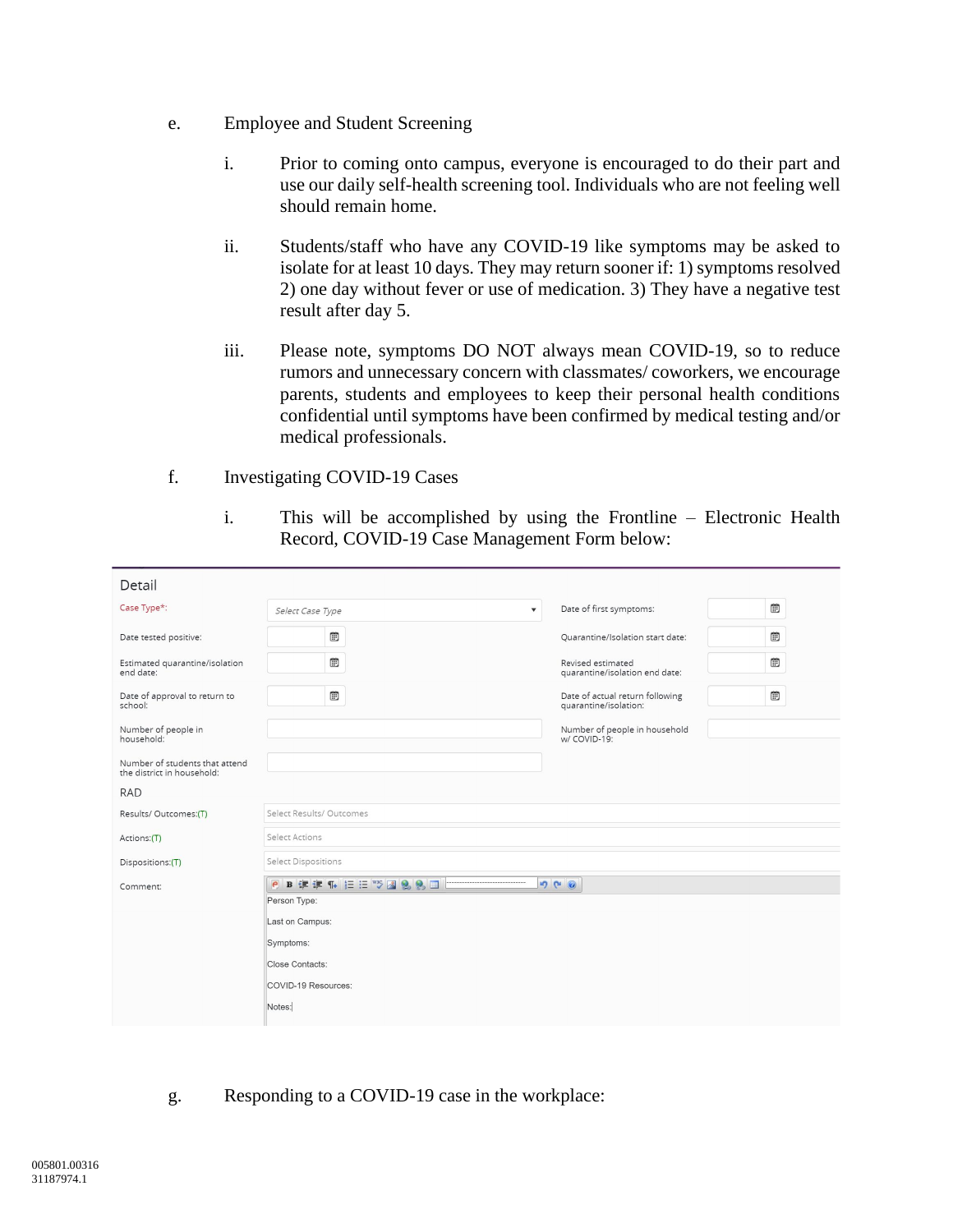e. Employee and Student Screening

   i. Prior to coming onto campus, everyone is encouraged to do their part and use our daily self-health screening tool. Individuals who are not feeling well should remain home.

   ii. Students/staff who have any COVID-19 like symptoms may be asked to isolate for at least 10 days. They may return sooner if: 1) symptoms resolved 2) one day without fever or use of medication. 3) They have a negative test result after day 5.

   iii. Please note, symptoms DO NOT always mean COVID-19, so to reduce rumors and unnecessary concern with classmates/ coworkers, we encourage parents, students and employees to keep their personal health conditions confidential until symptoms have been confirmed by medical testing and/or medical professionals.

f. Investigating COVID-19 Cases

   i. This will be accomplished by using the Frontline – Electronic Health Record, COVID-19 Case Management Form below:

Detail

| | | | |
|---|---|---|---|
| Case Type*: | Select Case Type | Date of first symptoms: | |
| Date tested positive: | | Quarantine/Isolation start date: | |
| Estimated quarantine/isolation end date: | | Revised estimated quarantine/isolation end date: | |
| Date of approval to return to school: | | Date of actual return following quarantine/isolation: | |
| Number of people in household: | | Number of people in household w/ COVID-19: | |
| Number of students that attend the district in household: | | | |

RAD

| | |
|---|---|
| Results/ Outcomes:(T) | Select Results/ Outcomes |
| Actions:(T) | Select Actions |
| Dispositions:(T) | Select Dispositions |
| Comment: | Person Type:<br>Last on Campus:<br>Symptoms:<br>Close Contacts:<br>COVID-19 Resources:<br>Notes: |

g. Responding to a COVID-19 case in the workplace:

005801.00316
31187974.1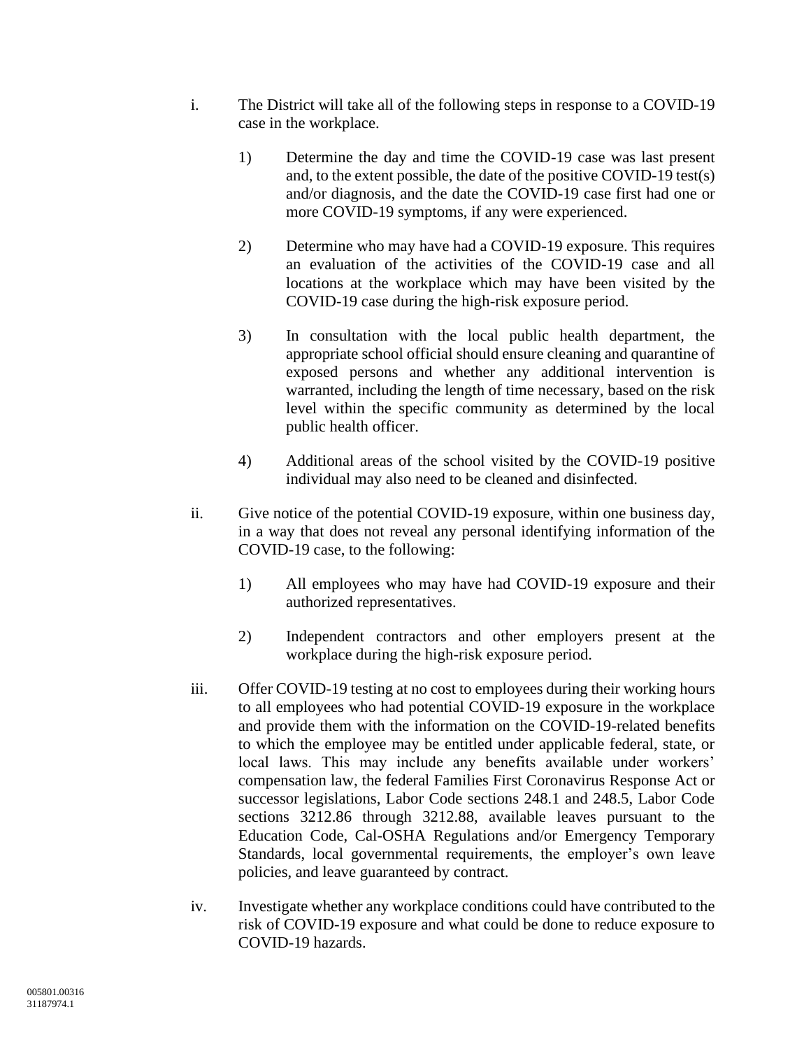i. The District will take all of the following steps in response to a COVID-19 case in the workplace.

   1) Determine the day and time the COVID-19 case was last present and, to the extent possible, the date of the positive COVID-19 test(s) and/or diagnosis, and the date the COVID-19 case first had one or more COVID-19 symptoms, if any were experienced.

   2) Determine who may have had a COVID-19 exposure. This requires an evaluation of the activities of the COVID-19 case and all locations at the workplace which may have been visited by the COVID-19 case during the high-risk exposure period.

   3) In consultation with the local public health department, the appropriate school official should ensure cleaning and quarantine of exposed persons and whether any additional intervention is warranted, including the length of time necessary, based on the risk level within the specific community as determined by the local public health officer.

   4) Additional areas of the school visited by the COVID-19 positive individual may also need to be cleaned and disinfected.

ii. Give notice of the potential COVID-19 exposure, within one business day, in a way that does not reveal any personal identifying information of the COVID-19 case, to the following:

   1) All employees who may have had COVID-19 exposure and their authorized representatives.

   2) Independent contractors and other employers present at the workplace during the high-risk exposure period.

iii. Offer COVID-19 testing at no cost to employees during their working hours to all employees who had potential COVID-19 exposure in the workplace and provide them with the information on the COVID-19-related benefits to which the employee may be entitled under applicable federal, state, or local laws. This may include any benefits available under workers' compensation law, the federal Families First Coronavirus Response Act or successor legislations, Labor Code sections 248.1 and 248.5, Labor Code sections 3212.86 through 3212.88, available leaves pursuant to the Education Code, Cal-OSHA Regulations and/or Emergency Temporary Standards, local governmental requirements, the employer's own leave policies, and leave guaranteed by contract.

iv. Investigate whether any workplace conditions could have contributed to the risk of COVID-19 exposure and what could be done to reduce exposure to COVID-19 hazards.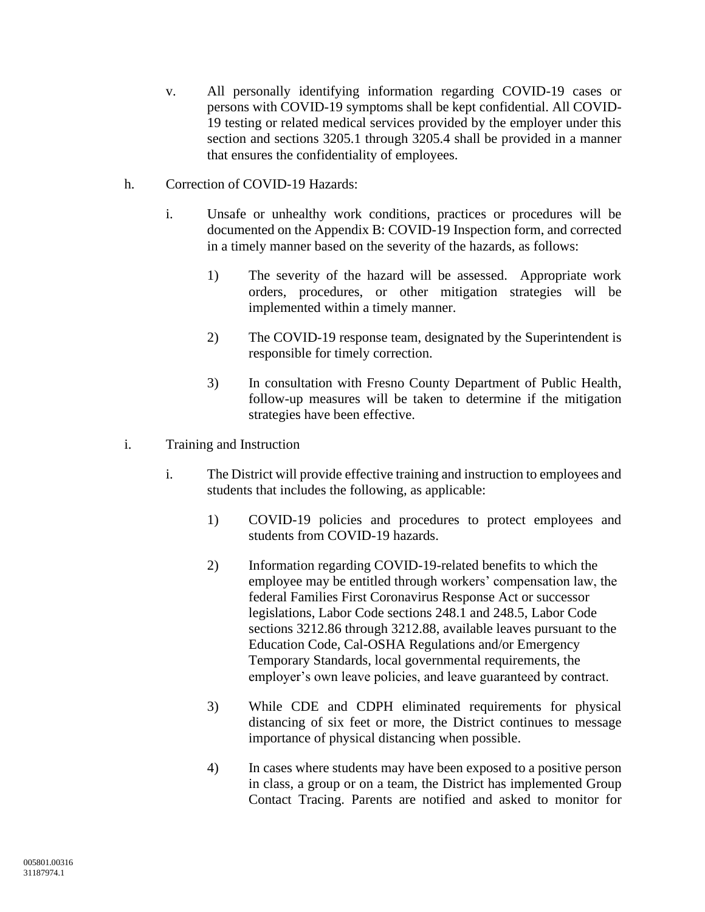v. All personally identifying information regarding COVID-19 cases or persons with COVID-19 symptoms shall be kept confidential. All COVID-19 testing or related medical services provided by the employer under this section and sections 3205.1 through 3205.4 shall be provided in a manner that ensures the confidentiality of employees.

h. Correction of COVID-19 Hazards:

i. Unsafe or unhealthy work conditions, practices or procedures will be documented on the Appendix B: COVID-19 Inspection form, and corrected in a timely manner based on the severity of the hazards, as follows:

1) The severity of the hazard will be assessed. Appropriate work orders, procedures, or other mitigation strategies will be implemented within a timely manner.

2) The COVID-19 response team, designated by the Superintendent is responsible for timely correction.

3) In consultation with Fresno County Department of Public Health, follow-up measures will be taken to determine if the mitigation strategies have been effective.

i. Training and Instruction

i. The District will provide effective training and instruction to employees and students that includes the following, as applicable:

1) COVID-19 policies and procedures to protect employees and students from COVID-19 hazards.

2) Information regarding COVID-19-related benefits to which the employee may be entitled through workers' compensation law, the federal Families First Coronavirus Response Act or successor legislations, Labor Code sections 248.1 and 248.5, Labor Code sections 3212.86 through 3212.88, available leaves pursuant to the Education Code, Cal-OSHA Regulations and/or Emergency Temporary Standards, local governmental requirements, the employer's own leave policies, and leave guaranteed by contract.

3) While CDE and CDPH eliminated requirements for physical distancing of six feet or more, the District continues to message importance of physical distancing when possible.

4) In cases where students may have been exposed to a positive person in class, a group or on a team, the District has implemented Group Contact Tracing. Parents are notified and asked to monitor for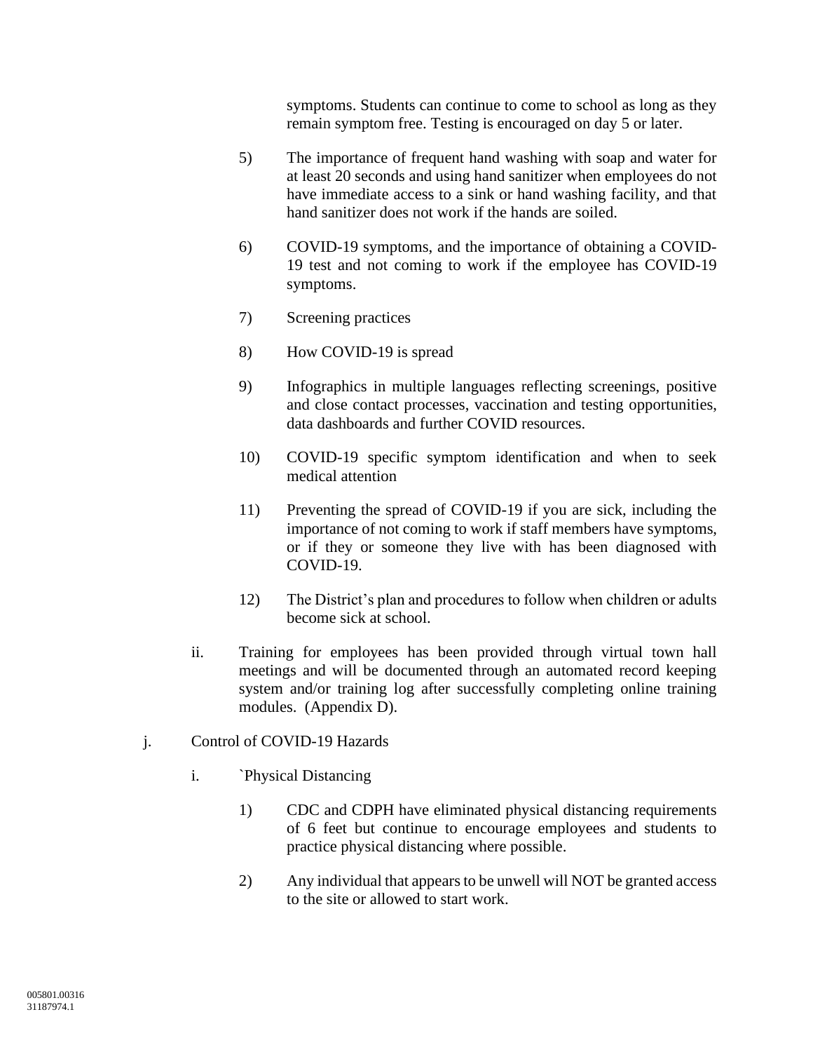symptoms. Students can continue to come to school as long as they remain symptom free. Testing is encouraged on day 5 or later.

5) The importance of frequent hand washing with soap and water for at least 20 seconds and using hand sanitizer when employees do not have immediate access to a sink or hand washing facility, and that hand sanitizer does not work if the hands are soiled.

6) COVID-19 symptoms, and the importance of obtaining a COVID-19 test and not coming to work if the employee has COVID-19 symptoms.

7) Screening practices

8) How COVID-19 is spread

9) Infographics in multiple languages reflecting screenings, positive and close contact processes, vaccination and testing opportunities, data dashboards and further COVID resources.

10) COVID-19 specific symptom identification and when to seek medical attention

11) Preventing the spread of COVID-19 if you are sick, including the importance of not coming to work if staff members have symptoms, or if they or someone they live with has been diagnosed with COVID-19.

12) The District's plan and procedures to follow when children or adults become sick at school.

ii. Training for employees has been provided through virtual town hall meetings and will be documented through an automated record keeping system and/or training log after successfully completing online training modules. (Appendix D).

j. Control of COVID-19 Hazards

i. `Physical Distancing

1) CDC and CDPH have eliminated physical distancing requirements of 6 feet but continue to encourage employees and students to practice physical distancing where possible.

2) Any individual that appears to be unwell will NOT be granted access to the site or allowed to start work.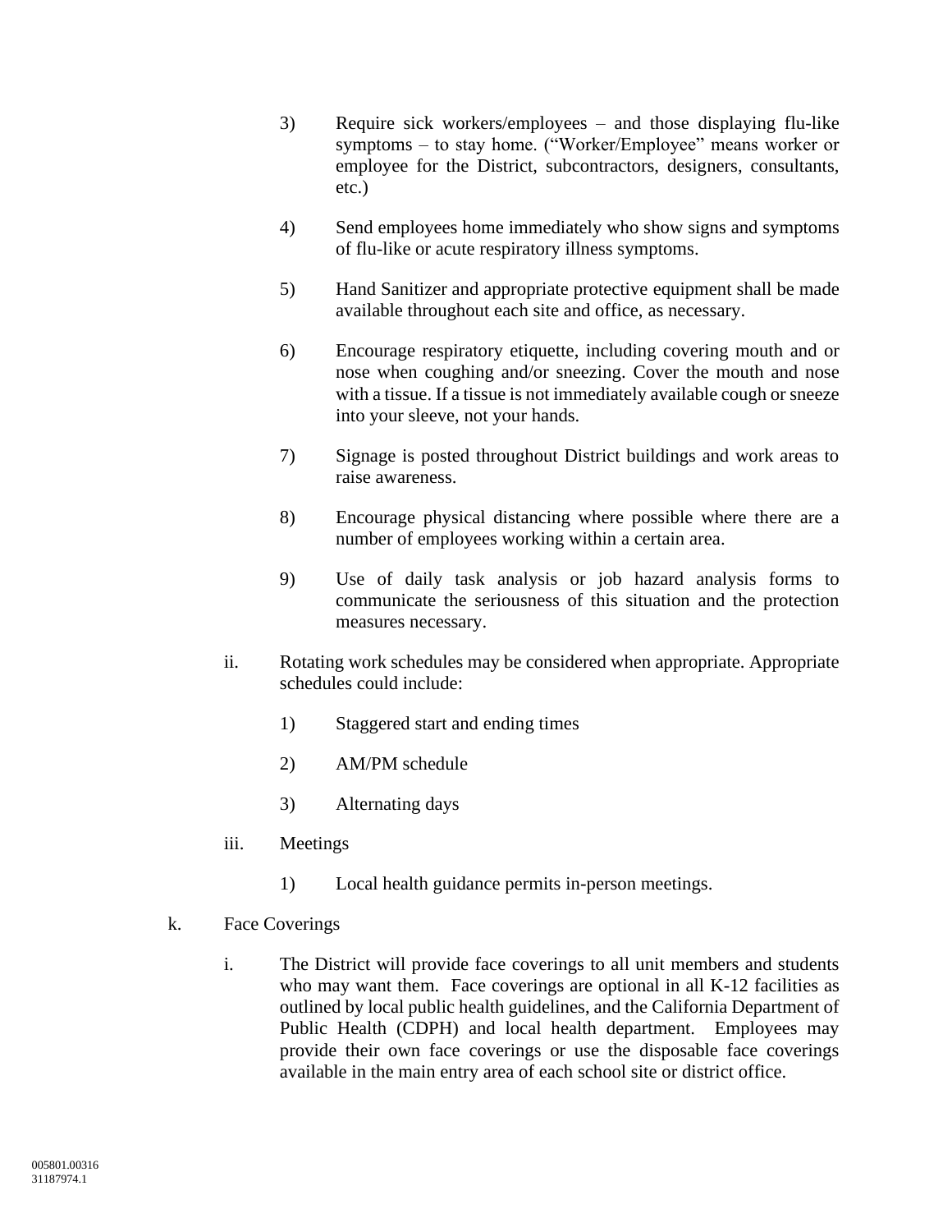3) Require sick workers/employees – and those displaying flu-like symptoms – to stay home. ("Worker/Employee" means worker or employee for the District, subcontractors, designers, consultants, etc.)

4) Send employees home immediately who show signs and symptoms of flu-like or acute respiratory illness symptoms.

5) Hand Sanitizer and appropriate protective equipment shall be made available throughout each site and office, as necessary.

6) Encourage respiratory etiquette, including covering mouth and or nose when coughing and/or sneezing. Cover the mouth and nose with a tissue. If a tissue is not immediately available cough or sneeze into your sleeve, not your hands.

7) Signage is posted throughout District buildings and work areas to raise awareness.

8) Encourage physical distancing where possible where there are a number of employees working within a certain area.

9) Use of daily task analysis or job hazard analysis forms to communicate the seriousness of this situation and the protection measures necessary.

ii. Rotating work schedules may be considered when appropriate. Appropriate schedules could include:

1) Staggered start and ending times

2) AM/PM schedule

3) Alternating days

iii. Meetings

1) Local health guidance permits in-person meetings.

k. Face Coverings

i. The District will provide face coverings to all unit members and students who may want them. Face coverings are optional in all K-12 facilities as outlined by local public health guidelines, and the California Department of Public Health (CDPH) and local health department. Employees may provide their own face coverings or use the disposable face coverings available in the main entry area of each school site or district office.

005801.00316
31187974.1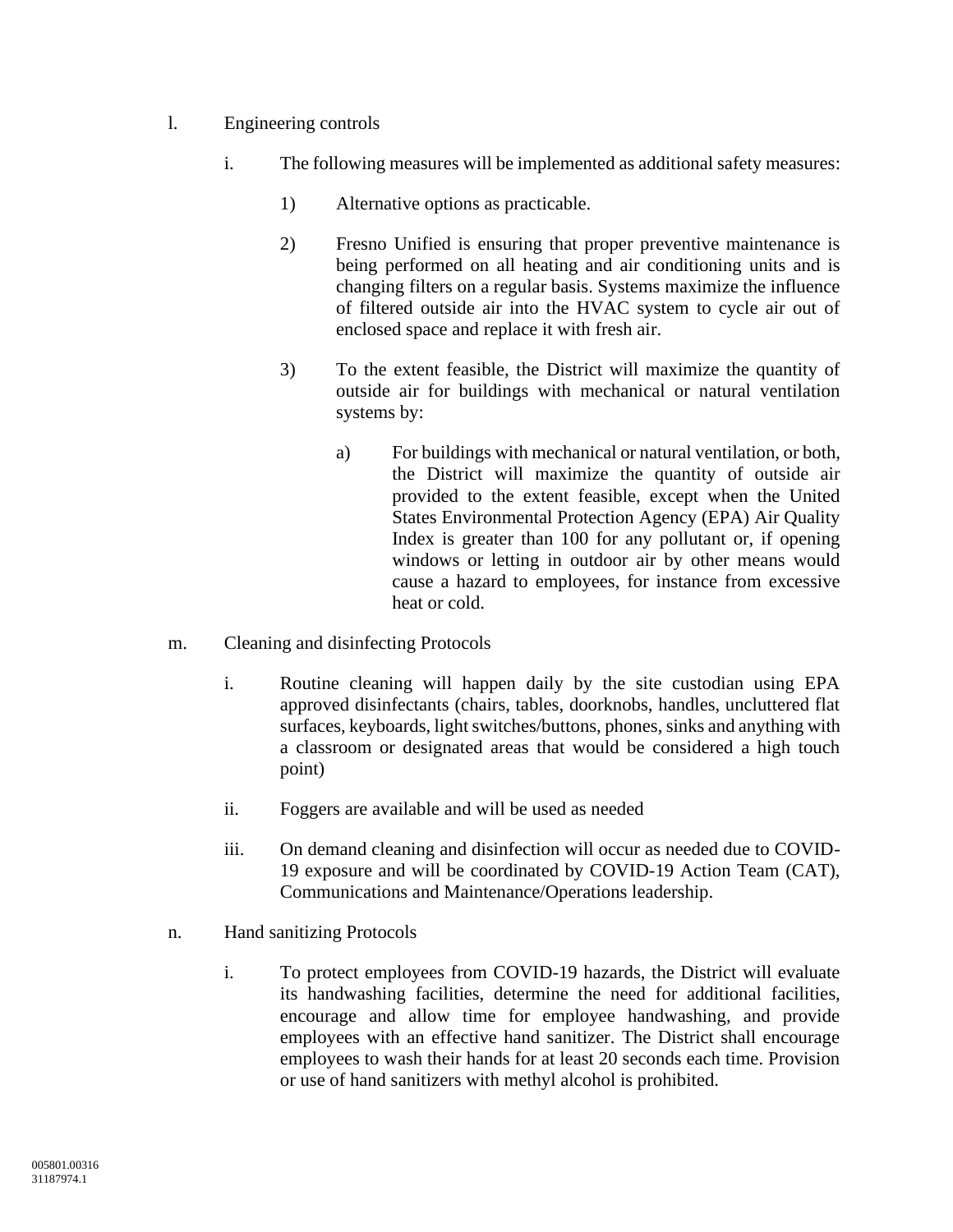l. Engineering controls

   i. The following measures will be implemented as additional safety measures:

      1) Alternative options as practicable.

      2) Fresno Unified is ensuring that proper preventive maintenance is being performed on all heating and air conditioning units and is changing filters on a regular basis. Systems maximize the influence of filtered outside air into the HVAC system to cycle air out of enclosed space and replace it with fresh air.

      3) To the extent feasible, the District will maximize the quantity of outside air for buildings with mechanical or natural ventilation systems by:

         a) For buildings with mechanical or natural ventilation, or both, the District will maximize the quantity of outside air provided to the extent feasible, except when the United States Environmental Protection Agency (EPA) Air Quality Index is greater than 100 for any pollutant or, if opening windows or letting in outdoor air by other means would cause a hazard to employees, for instance from excessive heat or cold.

m. Cleaning and disinfecting Protocols

   i. Routine cleaning will happen daily by the site custodian using EPA approved disinfectants (chairs, tables, doorknobs, handles, uncluttered flat surfaces, keyboards, light switches/buttons, phones, sinks and anything with a classroom or designated areas that would be considered a high touch point)

   ii. Foggers are available and will be used as needed

   iii. On demand cleaning and disinfection will occur as needed due to COVID-19 exposure and will be coordinated by COVID-19 Action Team (CAT), Communications and Maintenance/Operations leadership.

n. Hand sanitizing Protocols

   i. To protect employees from COVID-19 hazards, the District will evaluate its handwashing facilities, determine the need for additional facilities, encourage and allow time for employee handwashing, and provide employees with an effective hand sanitizer. The District shall encourage employees to wash their hands for at least 20 seconds each time. Provision or use of hand sanitizers with methyl alcohol is prohibited.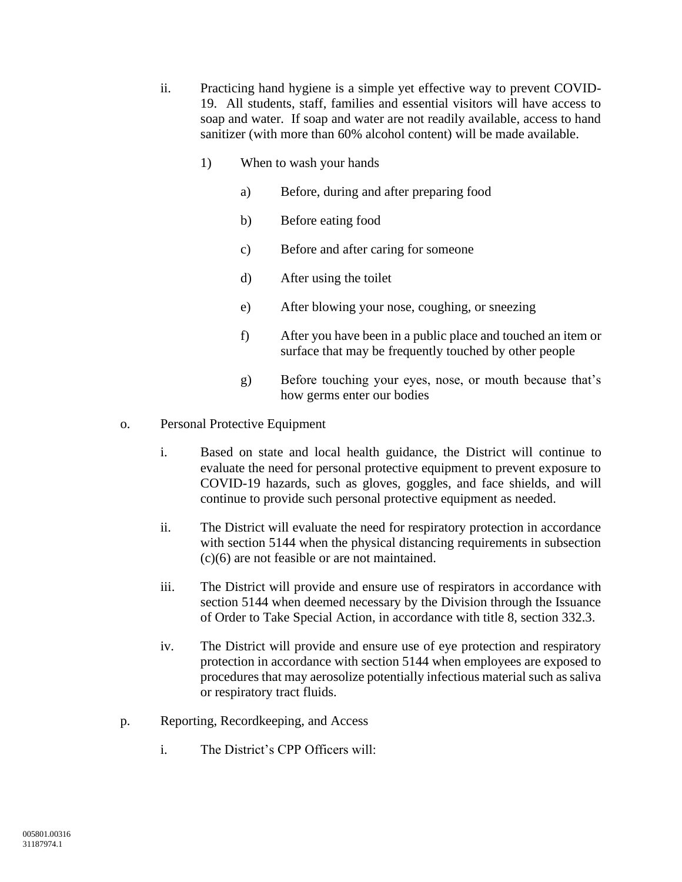ii. Practicing hand hygiene is a simple yet effective way to prevent COVID-19. All students, staff, families and essential visitors will have access to soap and water. If soap and water are not readily available, access to hand sanitizer (with more than 60% alcohol content) will be made available.

   1) When to wash your hands

      a) Before, during and after preparing food

      b) Before eating food

      c) Before and after caring for someone

      d) After using the toilet

      e) After blowing your nose, coughing, or sneezing

      f) After you have been in a public place and touched an item or surface that may be frequently touched by other people

      g) Before touching your eyes, nose, or mouth because that's how germs enter our bodies

o. Personal Protective Equipment

   i. Based on state and local health guidance, the District will continue to evaluate the need for personal protective equipment to prevent exposure to COVID-19 hazards, such as gloves, goggles, and face shields, and will continue to provide such personal protective equipment as needed.

   ii. The District will evaluate the need for respiratory protection in accordance with section 5144 when the physical distancing requirements in subsection (c)(6) are not feasible or are not maintained.

   iii. The District will provide and ensure use of respirators in accordance with section 5144 when deemed necessary by the Division through the Issuance of Order to Take Special Action, in accordance with title 8, section 332.3.

   iv. The District will provide and ensure use of eye protection and respiratory protection in accordance with section 5144 when employees are exposed to procedures that may aerosolize potentially infectious material such as saliva or respiratory tract fluids.

p. Reporting, Recordkeeping, and Access

   i. The District's CPP Officers will: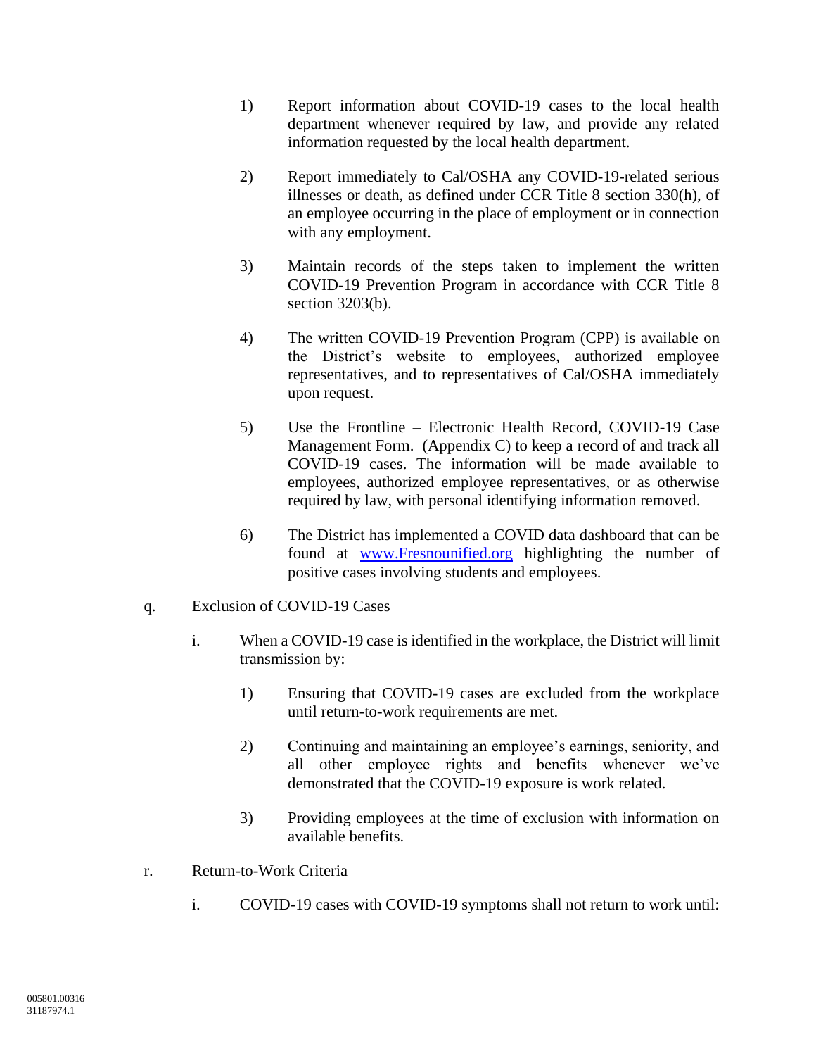1) Report information about COVID-19 cases to the local health department whenever required by law, and provide any related information requested by the local health department.

2) Report immediately to Cal/OSHA any COVID-19-related serious illnesses or death, as defined under CCR Title 8 section 330(h), of an employee occurring in the place of employment or in connection with any employment.

3) Maintain records of the steps taken to implement the written COVID-19 Prevention Program in accordance with CCR Title 8 section 3203(b).

4) The written COVID-19 Prevention Program (CPP) is available on the District's website to employees, authorized employee representatives, and to representatives of Cal/OSHA immediately upon request.

5) Use the Frontline – Electronic Health Record, COVID-19 Case Management Form. (Appendix C) to keep a record of and track all COVID-19 cases. The information will be made available to employees, authorized employee representatives, or as otherwise required by law, with personal identifying information removed.

6) The District has implemented a COVID data dashboard that can be found at [www.Fresnounified.org](http://www.Fresnounified.org) highlighting the number of positive cases involving students and employees.

q. Exclusion of COVID-19 Cases

i. When a COVID-19 case is identified in the workplace, the District will limit transmission by:

1) Ensuring that COVID-19 cases are excluded from the workplace until return-to-work requirements are met.

2) Continuing and maintaining an employee's earnings, seniority, and all other employee rights and benefits whenever we've demonstrated that the COVID-19 exposure is work related.

3) Providing employees at the time of exclusion with information on available benefits.

r. Return-to-Work Criteria

i. COVID-19 cases with COVID-19 symptoms shall not return to work until: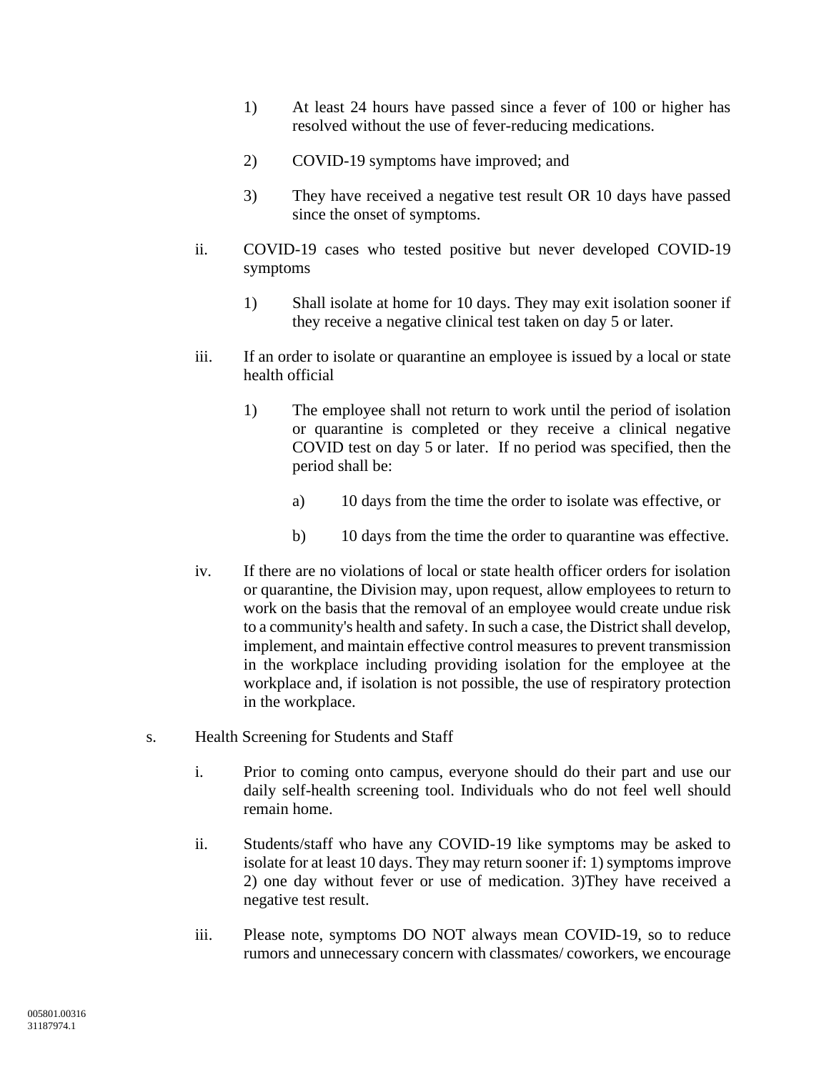1) At least 24 hours have passed since a fever of 100 or higher has resolved without the use of fever-reducing medications.

2) COVID-19 symptoms have improved; and

3) They have received a negative test result OR 10 days have passed since the onset of symptoms.

ii. COVID-19 cases who tested positive but never developed COVID-19 symptoms

1) Shall isolate at home for 10 days. They may exit isolation sooner if they receive a negative clinical test taken on day 5 or later.

iii. If an order to isolate or quarantine an employee is issued by a local or state health official

1) The employee shall not return to work until the period of isolation or quarantine is completed or they receive a clinical negative COVID test on day 5 or later. If no period was specified, then the period shall be:

a) 10 days from the time the order to isolate was effective, or

b) 10 days from the time the order to quarantine was effective.

iv. If there are no violations of local or state health officer orders for isolation or quarantine, the Division may, upon request, allow employees to return to work on the basis that the removal of an employee would create undue risk to a community's health and safety. In such a case, the District shall develop, implement, and maintain effective control measures to prevent transmission in the workplace including providing isolation for the employee at the workplace and, if isolation is not possible, the use of respiratory protection in the workplace.

s. Health Screening for Students and Staff

i. Prior to coming onto campus, everyone should do their part and use our daily self-health screening tool. Individuals who do not feel well should remain home.

ii. Students/staff who have any COVID-19 like symptoms may be asked to isolate for at least 10 days. They may return sooner if: 1) symptoms improve 2) one day without fever or use of medication. 3)They have received a negative test result.

iii. Please note, symptoms DO NOT always mean COVID-19, so to reduce rumors and unnecessary concern with classmates/ coworkers, we encourage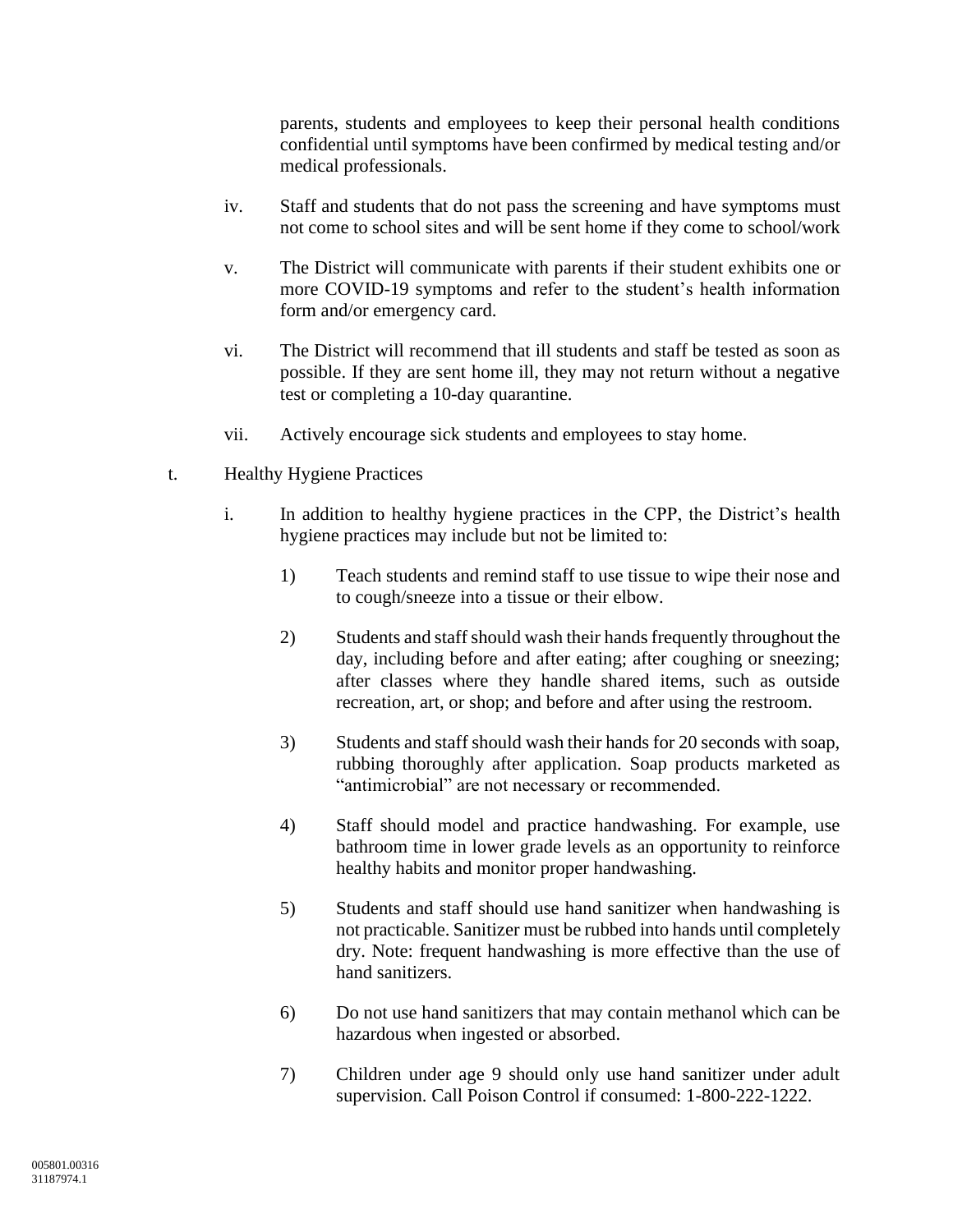parents, students and employees to keep their personal health conditions confidential until symptoms have been confirmed by medical testing and/or medical professionals.

iv. Staff and students that do not pass the screening and have symptoms must not come to school sites and will be sent home if they come to school/work

v. The District will communicate with parents if their student exhibits one or more COVID-19 symptoms and refer to the student's health information form and/or emergency card.

vi. The District will recommend that ill students and staff be tested as soon as possible. If they are sent home ill, they may not return without a negative test or completing a 10-day quarantine.

vii. Actively encourage sick students and employees to stay home.

t. Healthy Hygiene Practices

i. In addition to healthy hygiene practices in the CPP, the District's health hygiene practices may include but not be limited to:

1) Teach students and remind staff to use tissue to wipe their nose and to cough/sneeze into a tissue or their elbow.

2) Students and staff should wash their hands frequently throughout the day, including before and after eating; after coughing or sneezing; after classes where they handle shared items, such as outside recreation, art, or shop; and before and after using the restroom.

3) Students and staff should wash their hands for 20 seconds with soap, rubbing thoroughly after application. Soap products marketed as "antimicrobial" are not necessary or recommended.

4) Staff should model and practice handwashing. For example, use bathroom time in lower grade levels as an opportunity to reinforce healthy habits and monitor proper handwashing.

5) Students and staff should use hand sanitizer when handwashing is not practicable. Sanitizer must be rubbed into hands until completely dry. Note: frequent handwashing is more effective than the use of hand sanitizers.

6) Do not use hand sanitizers that may contain methanol which can be hazardous when ingested or absorbed.

7) Children under age 9 should only use hand sanitizer under adult supervision. Call Poison Control if consumed: 1-800-222-1222.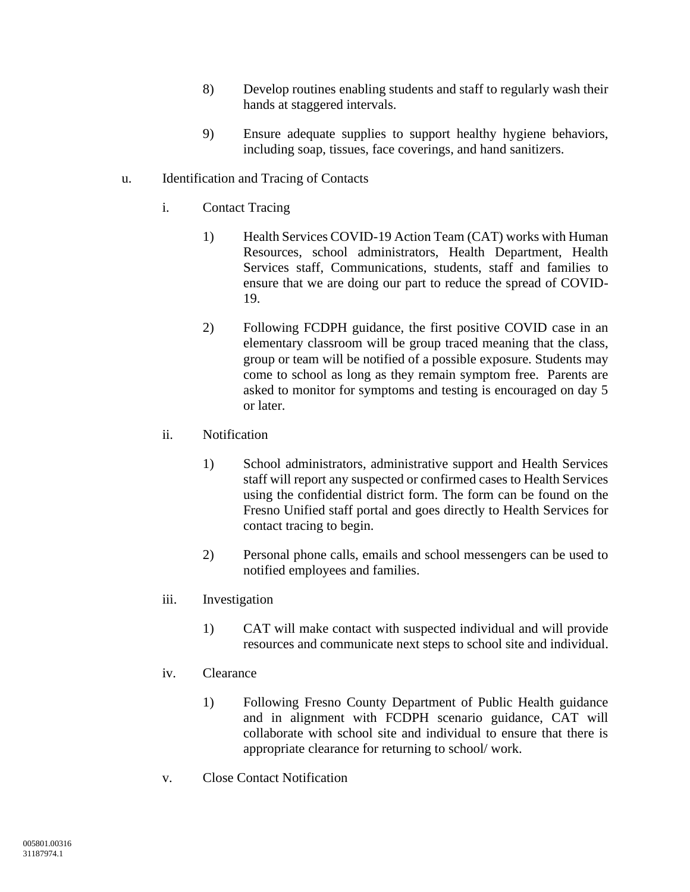8) Develop routines enabling students and staff to regularly wash their hands at staggered intervals.

9) Ensure adequate supplies to support healthy hygiene behaviors, including soap, tissues, face coverings, and hand sanitizers.

u. Identification and Tracing of Contacts

i. Contact Tracing

1) Health Services COVID-19 Action Team (CAT) works with Human Resources, school administrators, Health Department, Health Services staff, Communications, students, staff and families to ensure that we are doing our part to reduce the spread of COVID-19.

2) Following FCDPH guidance, the first positive COVID case in an elementary classroom will be group traced meaning that the class, group or team will be notified of a possible exposure. Students may come to school as long as they remain symptom free. Parents are asked to monitor for symptoms and testing is encouraged on day 5 or later.

ii. Notification

1) School administrators, administrative support and Health Services staff will report any suspected or confirmed cases to Health Services using the confidential district form. The form can be found on the Fresno Unified staff portal and goes directly to Health Services for contact tracing to begin.

2) Personal phone calls, emails and school messengers can be used to notified employees and families.

iii. Investigation

1) CAT will make contact with suspected individual and will provide resources and communicate next steps to school site and individual.

iv. Clearance

1) Following Fresno County Department of Public Health guidance and in alignment with FCDPH scenario guidance, CAT will collaborate with school site and individual to ensure that there is appropriate clearance for returning to school/ work.

v. Close Contact Notification

005801.00316
31187974.1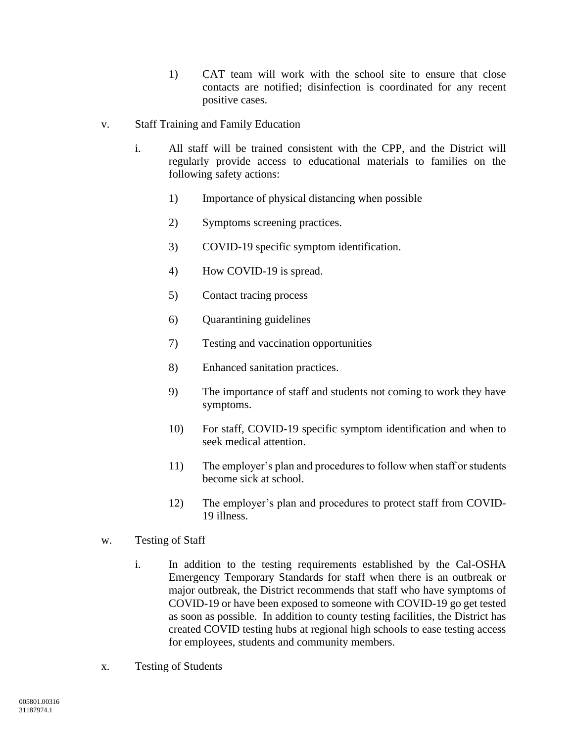1) CAT team will work with the school site to ensure that close contacts are notified; disinfection is coordinated for any recent positive cases.

v. Staff Training and Family Education

i. All staff will be trained consistent with the CPP, and the District will regularly provide access to educational materials to families on the following safety actions:

1) Importance of physical distancing when possible

2) Symptoms screening practices.

3) COVID-19 specific symptom identification.

4) How COVID-19 is spread.

5) Contact tracing process

6) Quarantining guidelines

7) Testing and vaccination opportunities

8) Enhanced sanitation practices.

9) The importance of staff and students not coming to work they have symptoms.

10) For staff, COVID-19 specific symptom identification and when to seek medical attention.

11) The employer's plan and procedures to follow when staff or students become sick at school.

12) The employer's plan and procedures to protect staff from COVID-19 illness.

w. Testing of Staff

i. In addition to the testing requirements established by the Cal-OSHA Emergency Temporary Standards for staff when there is an outbreak or major outbreak, the District recommends that staff who have symptoms of COVID-19 or have been exposed to someone with COVID-19 go get tested as soon as possible. In addition to county testing facilities, the District has created COVID testing hubs at regional high schools to ease testing access for employees, students and community members.

x. Testing of Students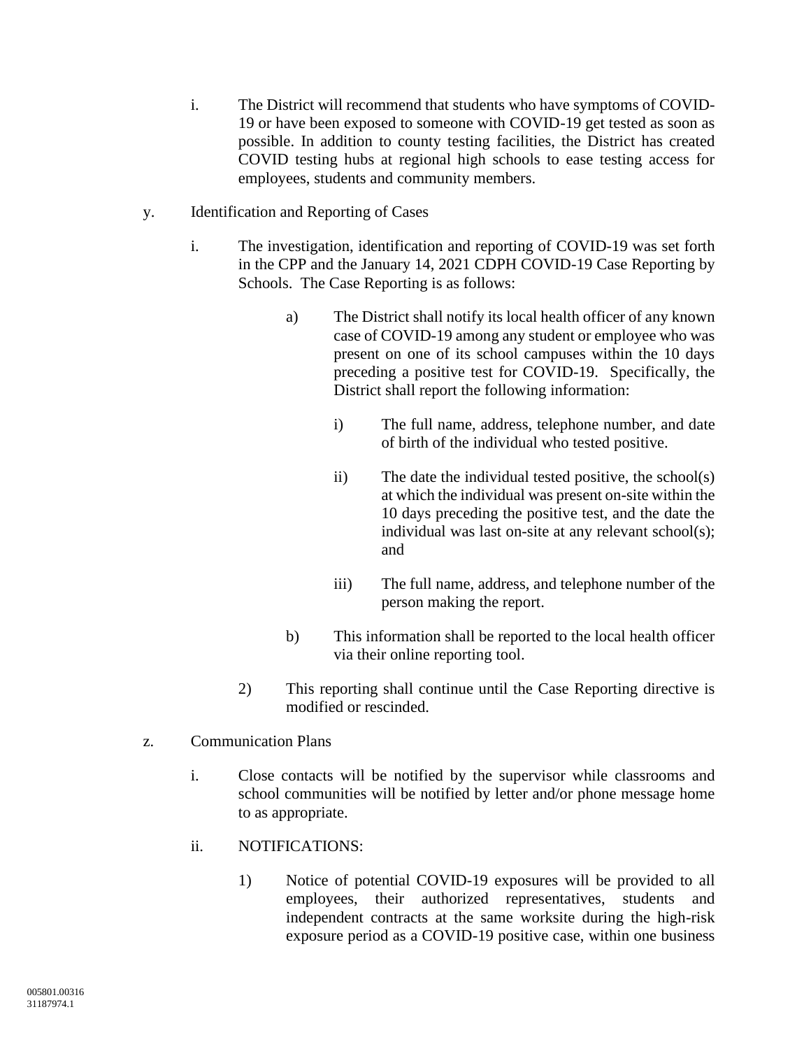i. The District will recommend that students who have symptoms of COVID-19 or have been exposed to someone with COVID-19 get tested as soon as possible. In addition to county testing facilities, the District has created COVID testing hubs at regional high schools to ease testing access for employees, students and community members.

y. Identification and Reporting of Cases

i. The investigation, identification and reporting of COVID-19 was set forth in the CPP and the January 14, 2021 CDPH COVID-19 Case Reporting by Schools. The Case Reporting is as follows:

a) The District shall notify its local health officer of any known case of COVID-19 among any student or employee who was present on one of its school campuses within the 10 days preceding a positive test for COVID-19. Specifically, the District shall report the following information:

i) The full name, address, telephone number, and date of birth of the individual who tested positive.

ii) The date the individual tested positive, the school(s) at which the individual was present on-site within the 10 days preceding the positive test, and the date the individual was last on-site at any relevant school(s); and

iii) The full name, address, and telephone number of the person making the report.

b) This information shall be reported to the local health officer via their online reporting tool.

2) This reporting shall continue until the Case Reporting directive is modified or rescinded.

z. Communication Plans

i. Close contacts will be notified by the supervisor while classrooms and school communities will be notified by letter and/or phone message home to as appropriate.

ii. NOTIFICATIONS:

1) Notice of potential COVID-19 exposures will be provided to all employees, their authorized representatives, students and independent contracts at the same worksite during the high-risk exposure period as a COVID-19 positive case, within one business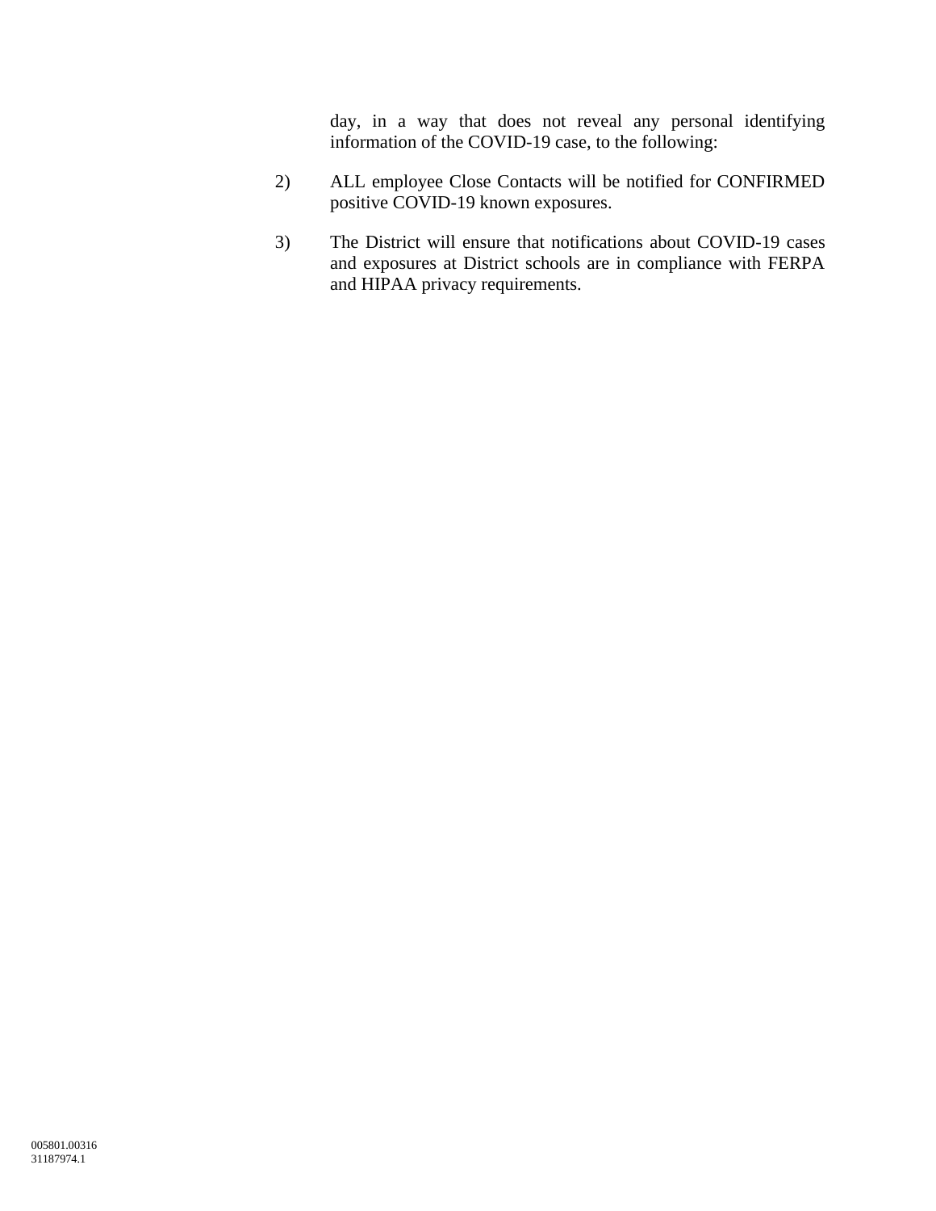day, in a way that does not reveal any personal identifying information of the COVID-19 case, to the following:

2) ALL employee Close Contacts will be notified for CONFIRMED positive COVID-19 known exposures.

3) The District will ensure that notifications about COVID-19 cases and exposures at District schools are in compliance with FERPA and HIPAA privacy requirements.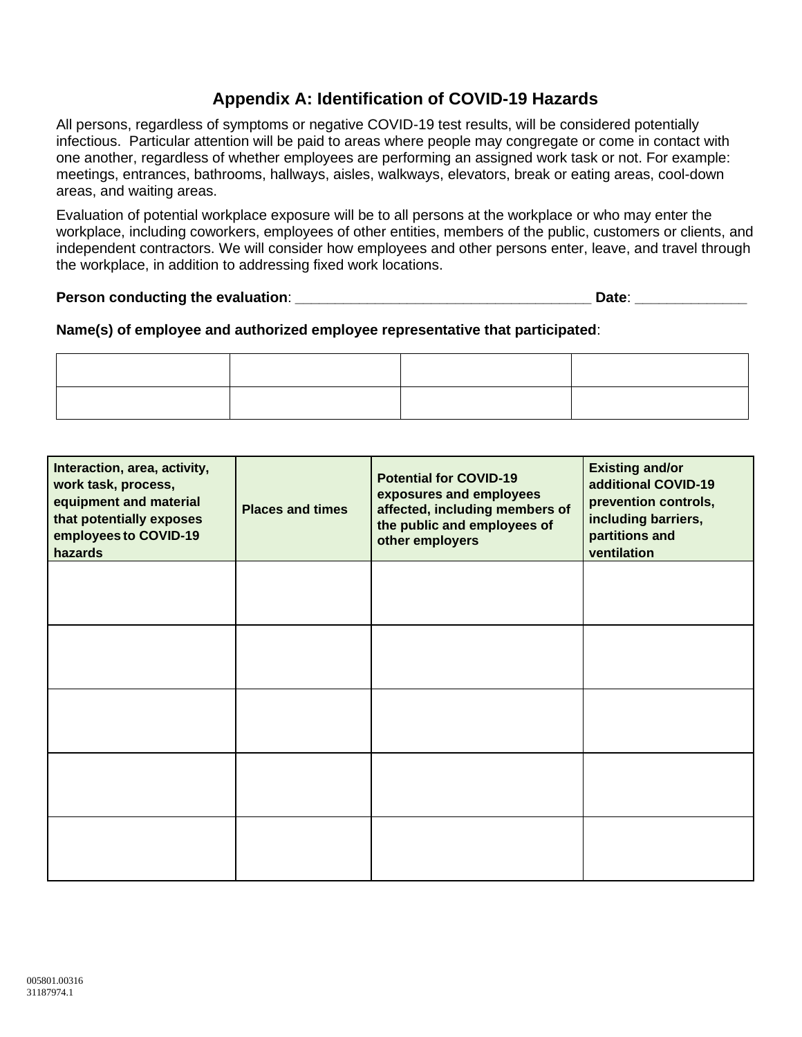## Appendix A: Identification of COVID-19 Hazards

All persons, regardless of symptoms or negative COVID-19 test results, will be considered potentially infectious. Particular attention will be paid to areas where people may congregate or come in contact with one another, regardless of whether employees are performing an assigned work task or not. For example: meetings, entrances, bathrooms, hallways, aisles, walkways, elevators, break or eating areas, cool-down areas, and waiting areas.

Evaluation of potential workplace exposure will be to all persons at the workplace or who may enter the workplace, including coworkers, employees of other entities, members of the public, customers or clients, and independent contractors. We will consider how employees and other persons enter, leave, and travel through the workplace, in addition to addressing fixed work locations.

**Person conducting the evaluation**: ____________________________________ **Date**: _____________

**Name(s) of employee and authorized employee representative that participated**:

| | | | |
|---|---|---|---|
| | | | |
| | | | |

| Interaction, area, activity, work task, process, equipment and material that potentially exposes employees to COVID-19 hazards | Places and times | Potential for COVID-19 exposures and employees affected, including members of the public and employees of other employers | Existing and/or additional COVID-19 prevention controls, including barriers, partitions and ventilation |
|---|---|---|---|
| | | | |
| | | | |
| | | | |
| | | | |
| | | | |

005801.00316
31187974.1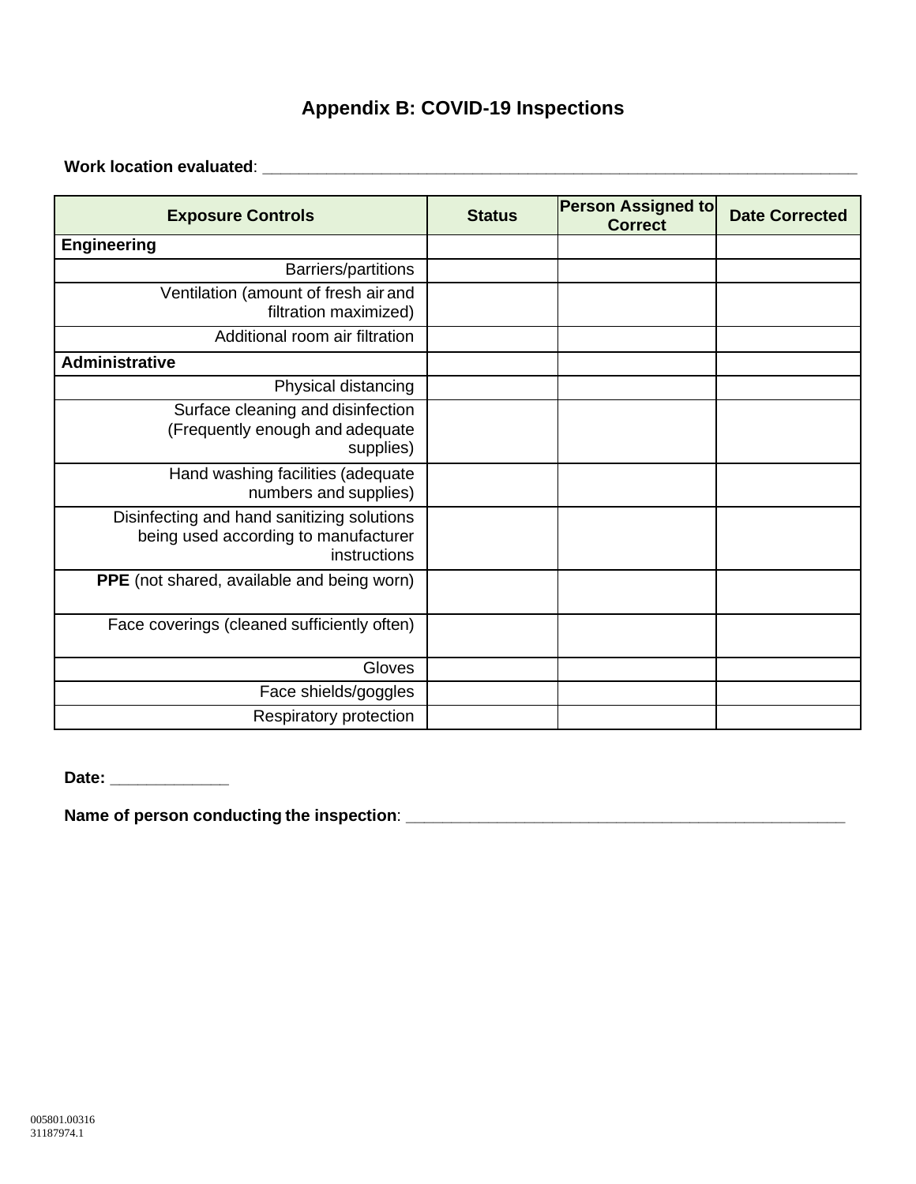## Appendix B: COVID-19 Inspections

**Work location evaluated**: ___________________________________________________________________

| Exposure Controls | Status | Person Assigned to Correct | Date Corrected |
|---|---|---|---|
| **Engineering** | | | |
| Barriers/partitions | | | |
| Ventilation (amount of fresh air and filtration maximized) | | | |
| Additional room air filtration | | | |
| **Administrative** | | | |
| Physical distancing | | | |
| Surface cleaning and disinfection (Frequently enough and adequate supplies) | | | |
| Hand washing facilities (adequate numbers and supplies) | | | |
| Disinfecting and hand sanitizing solutions being used according to manufacturer instructions | | | |
| **PPE** (not shared, available and being worn) | | | |
| Face coverings (cleaned sufficiently often) | | | |
| Gloves | | | |
| Face shields/goggles | | | |
| Respiratory protection | | | |

**Date:** _____________

**Name of person conducting the inspection**: ___________________________________________________

005801.00316
31187974.1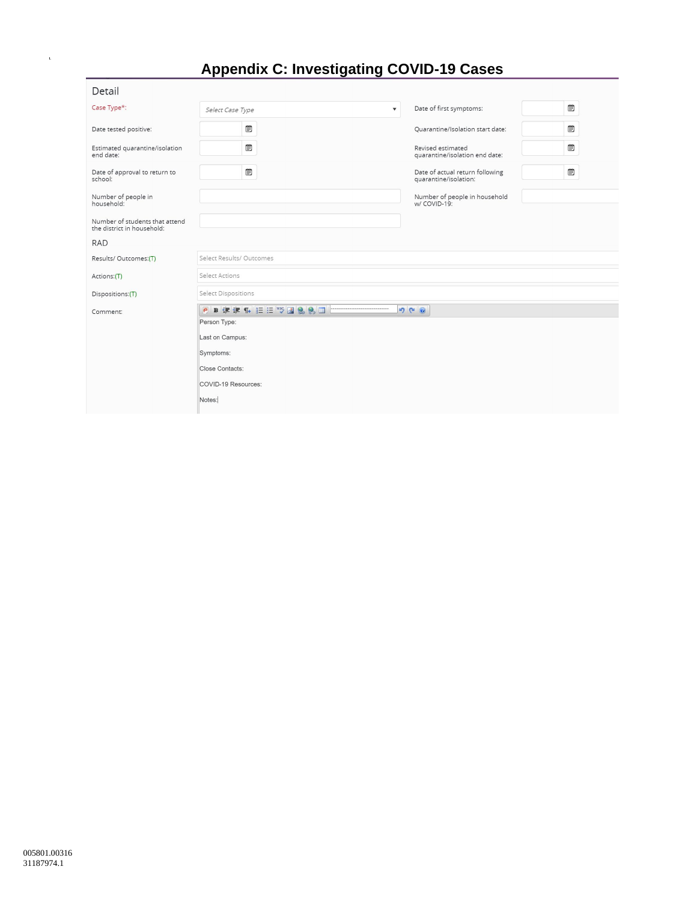# Appendix C: Investigating COVID-19 Cases

## Detail

| | | | |
|---|---|---|---|
| Case Type*: | Select Case Type | Date of first symptoms: | |
| Date tested positive: | | Quarantine/Isolation start date: | |
| Estimated quarantine/isolation end date: | | Revised estimated quarantine/isolation end date: | |
| Date of approval to return to school: | | Date of actual return following quarantine/isolation: | |
| Number of people in household: | | Number of people in household w/ COVID-19: | |
| Number of students that attend the district in household: | | | |

## RAD

| | |
|---|---|
| Results/ Outcomes:(T) | Select Results/ Outcomes |
| Actions:(T) | Select Actions |
| Dispositions:(T) | Select Dispositions |
| Comment: | Person Type:<br>Last on Campus:<br>Symptoms:<br>Close Contacts:<br>COVID-19 Resources:<br>Notes: |

005801.00316
31187974.1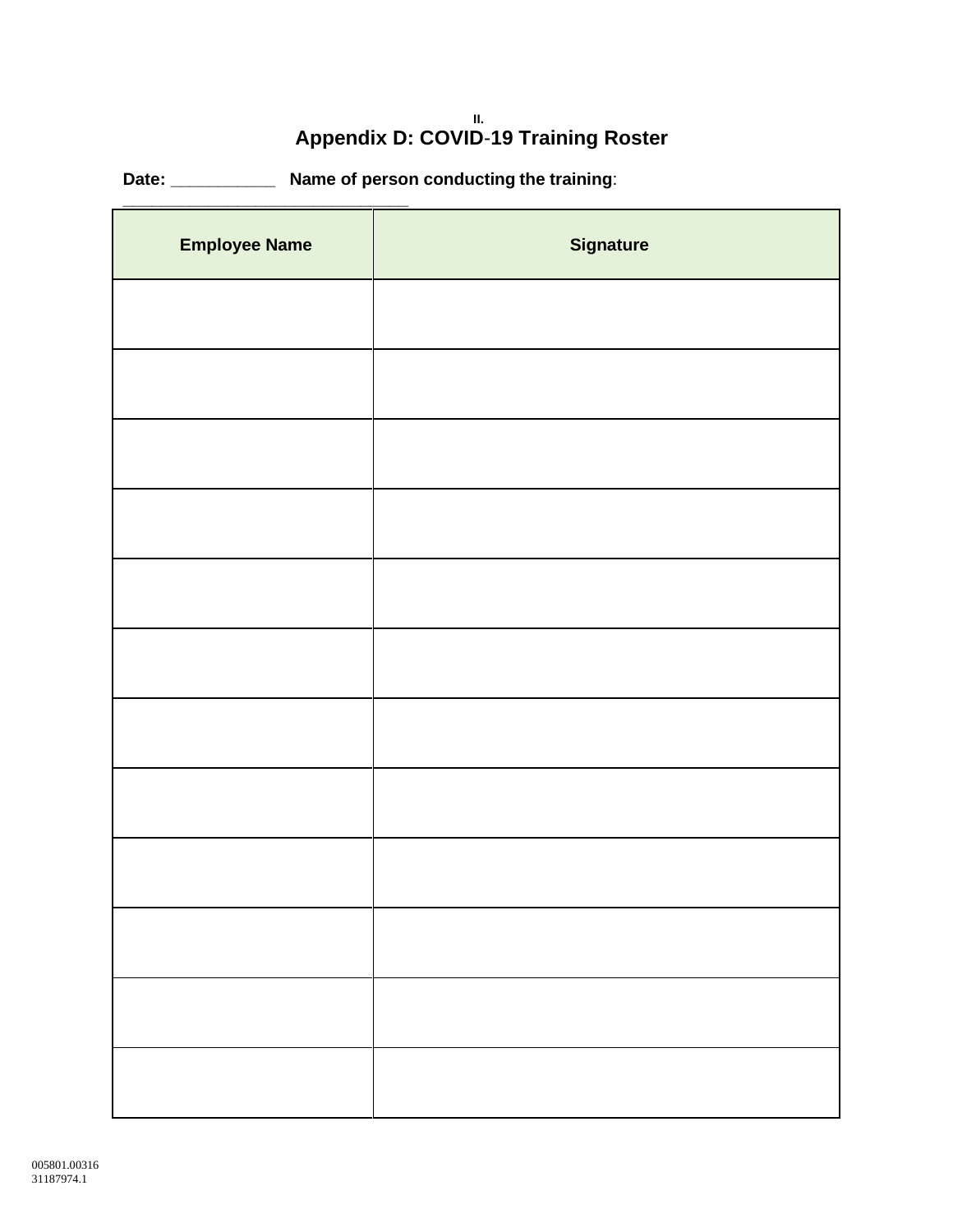II.

## Appendix D: COVID-19 Training Roster

**Date: ___________   Name of person conducting the training**: ________________________________

| Employee Name | Signature |
|---|---|
| | |
| | |
| | |
| | |
| | |
| | |
| | |
| | |
| | |
| | |
| | |
| | |

005801.00316
31187974.1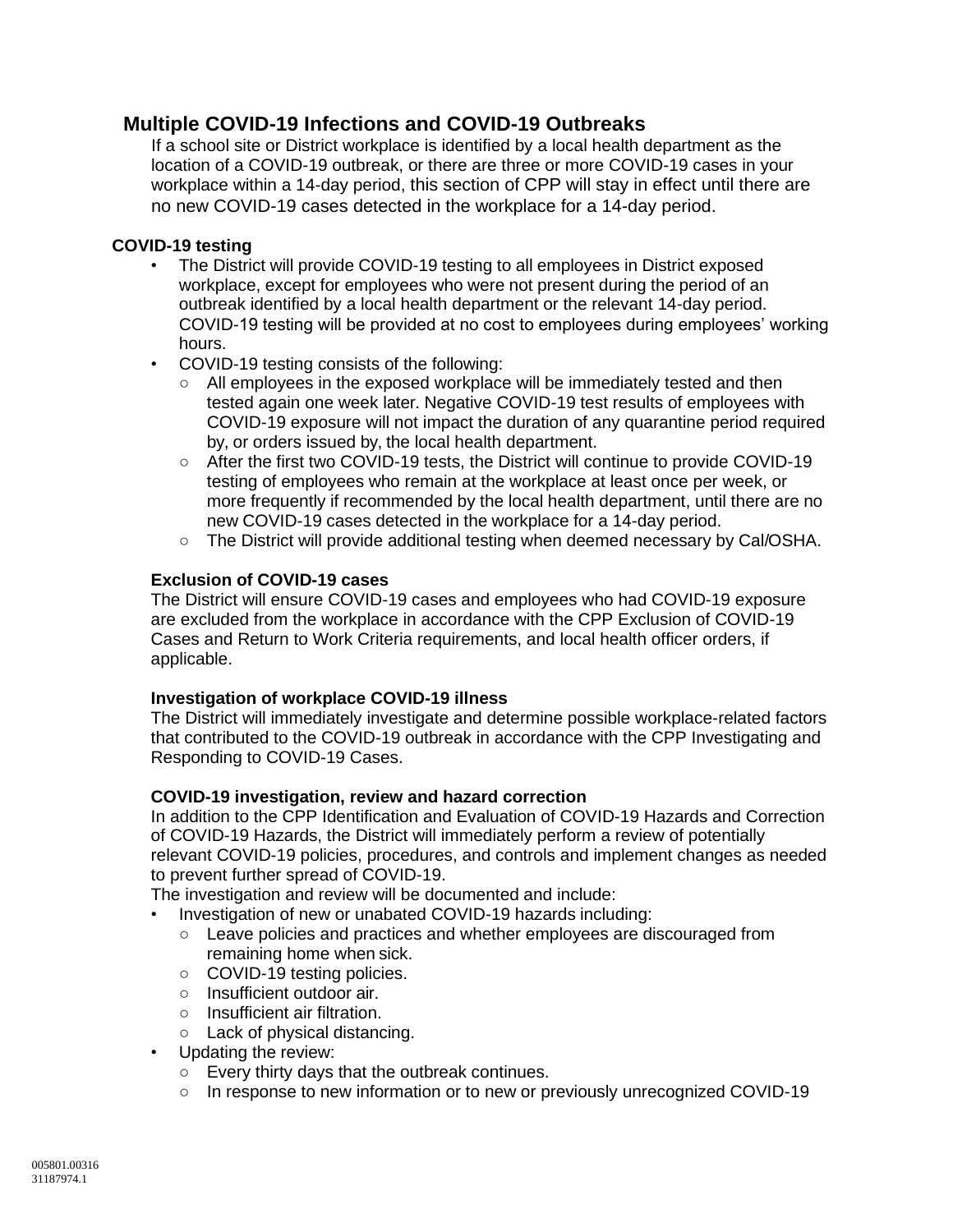## Multiple COVID-19 Infections and COVID-19 Outbreaks

If a school site or District workplace is identified by a local health department as the location of a COVID-19 outbreak, or there are three or more COVID-19 cases in your workplace within a 14-day period, this section of CPP will stay in effect until there are no new COVID-19 cases detected in the workplace for a 14-day period.

**COVID-19 testing**

- The District will provide COVID-19 testing to all employees in District exposed workplace, except for employees who were not present during the period of an outbreak identified by a local health department or the relevant 14-day period. COVID-19 testing will be provided at no cost to employees during employees' working hours.
- COVID-19 testing consists of the following:
  - All employees in the exposed workplace will be immediately tested and then tested again one week later. Negative COVID-19 test results of employees with COVID-19 exposure will not impact the duration of any quarantine period required by, or orders issued by, the local health department.
  - After the first two COVID-19 tests, the District will continue to provide COVID-19 testing of employees who remain at the workplace at least once per week, or more frequently if recommended by the local health department, until there are no new COVID-19 cases detected in the workplace for a 14-day period.
  - The District will provide additional testing when deemed necessary by Cal/OSHA.

**Exclusion of COVID-19 cases**

The District will ensure COVID-19 cases and employees who had COVID-19 exposure are excluded from the workplace in accordance with the CPP Exclusion of COVID-19 Cases and Return to Work Criteria requirements, and local health officer orders, if applicable.

**Investigation of workplace COVID-19 illness**

The District will immediately investigate and determine possible workplace-related factors that contributed to the COVID-19 outbreak in accordance with the CPP Investigating and Responding to COVID-19 Cases.

**COVID-19 investigation, review and hazard correction**

In addition to the CPP Identification and Evaluation of COVID-19 Hazards and Correction of COVID-19 Hazards, the District will immediately perform a review of potentially relevant COVID-19 policies, procedures, and controls and implement changes as needed to prevent further spread of COVID-19.

The investigation and review will be documented and include:

- Investigation of new or unabated COVID-19 hazards including:
  - Leave policies and practices and whether employees are discouraged from remaining home when sick.
  - COVID-19 testing policies.
  - Insufficient outdoor air.
  - Insufficient air filtration.
  - Lack of physical distancing.
- Updating the review:
  - Every thirty days that the outbreak continues.
  - In response to new information or to new or previously unrecognized COVID-19

005801.00316
31187974.1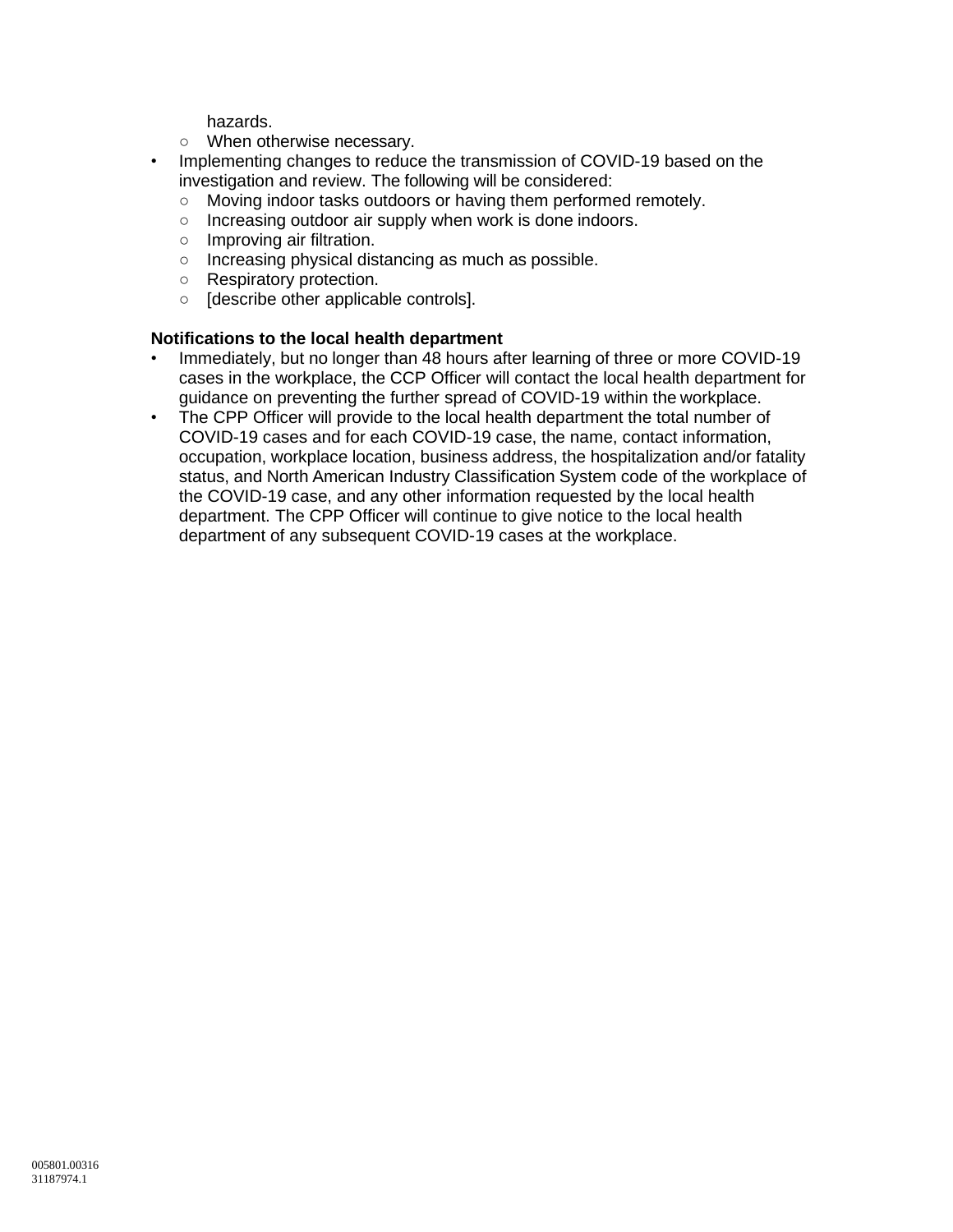hazards.

   - When otherwise necessary.
- Implementing changes to reduce the transmission of COVID-19 based on the investigation and review. The following will be considered:
   - Moving indoor tasks outdoors or having them performed remotely.
   - Increasing outdoor air supply when work is done indoors.
   - Improving air filtration.
   - Increasing physical distancing as much as possible.
   - Respiratory protection.
   - [describe other applicable controls].

**Notifications to the local health department**

- Immediately, but no longer than 48 hours after learning of three or more COVID-19 cases in the workplace, the CCP Officer will contact the local health department for guidance on preventing the further spread of COVID-19 within the workplace.
- The CPP Officer will provide to the local health department the total number of COVID-19 cases and for each COVID-19 case, the name, contact information, occupation, workplace location, business address, the hospitalization and/or fatality status, and North American Industry Classification System code of the workplace of the COVID-19 case, and any other information requested by the local health department. The CPP Officer will continue to give notice to the local health department of any subsequent COVID-19 cases at the workplace.

005801.00316
31187974.1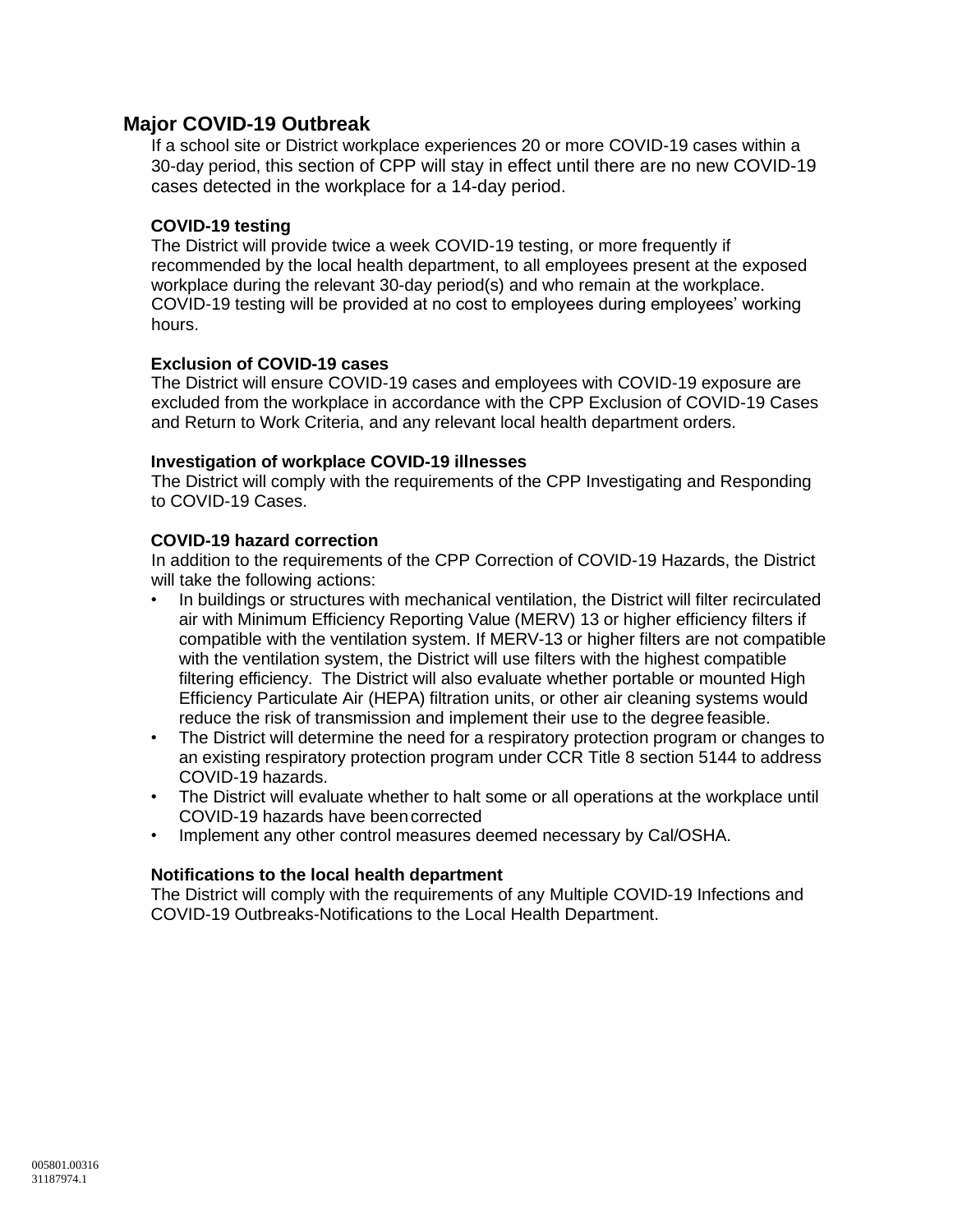## Major COVID-19 Outbreak

If a school site or District workplace experiences 20 or more COVID-19 cases within a 30-day period, this section of CPP will stay in effect until there are no new COVID-19 cases detected in the workplace for a 14-day period.

**COVID-19 testing**

The District will provide twice a week COVID-19 testing, or more frequently if recommended by the local health department, to all employees present at the exposed workplace during the relevant 30-day period(s) and who remain at the workplace. COVID-19 testing will be provided at no cost to employees during employees' working hours.

**Exclusion of COVID-19 cases**

The District will ensure COVID-19 cases and employees with COVID-19 exposure are excluded from the workplace in accordance with the CPP Exclusion of COVID-19 Cases and Return to Work Criteria, and any relevant local health department orders.

**Investigation of workplace COVID-19 illnesses**

The District will comply with the requirements of the CPP Investigating and Responding to COVID-19 Cases.

**COVID-19 hazard correction**

In addition to the requirements of the CPP Correction of COVID-19 Hazards, the District will take the following actions:

- In buildings or structures with mechanical ventilation, the District will filter recirculated air with Minimum Efficiency Reporting Value (MERV) 13 or higher efficiency filters if compatible with the ventilation system. If MERV-13 or higher filters are not compatible with the ventilation system, the District will use filters with the highest compatible filtering efficiency. The District will also evaluate whether portable or mounted High Efficiency Particulate Air (HEPA) filtration units, or other air cleaning systems would reduce the risk of transmission and implement their use to the degree feasible.
- The District will determine the need for a respiratory protection program or changes to an existing respiratory protection program under CCR Title 8 section 5144 to address COVID-19 hazards.
- The District will evaluate whether to halt some or all operations at the workplace until COVID-19 hazards have been corrected
- Implement any other control measures deemed necessary by Cal/OSHA.

**Notifications to the local health department**

The District will comply with the requirements of any Multiple COVID-19 Infections and COVID-19 Outbreaks-Notifications to the Local Health Department.